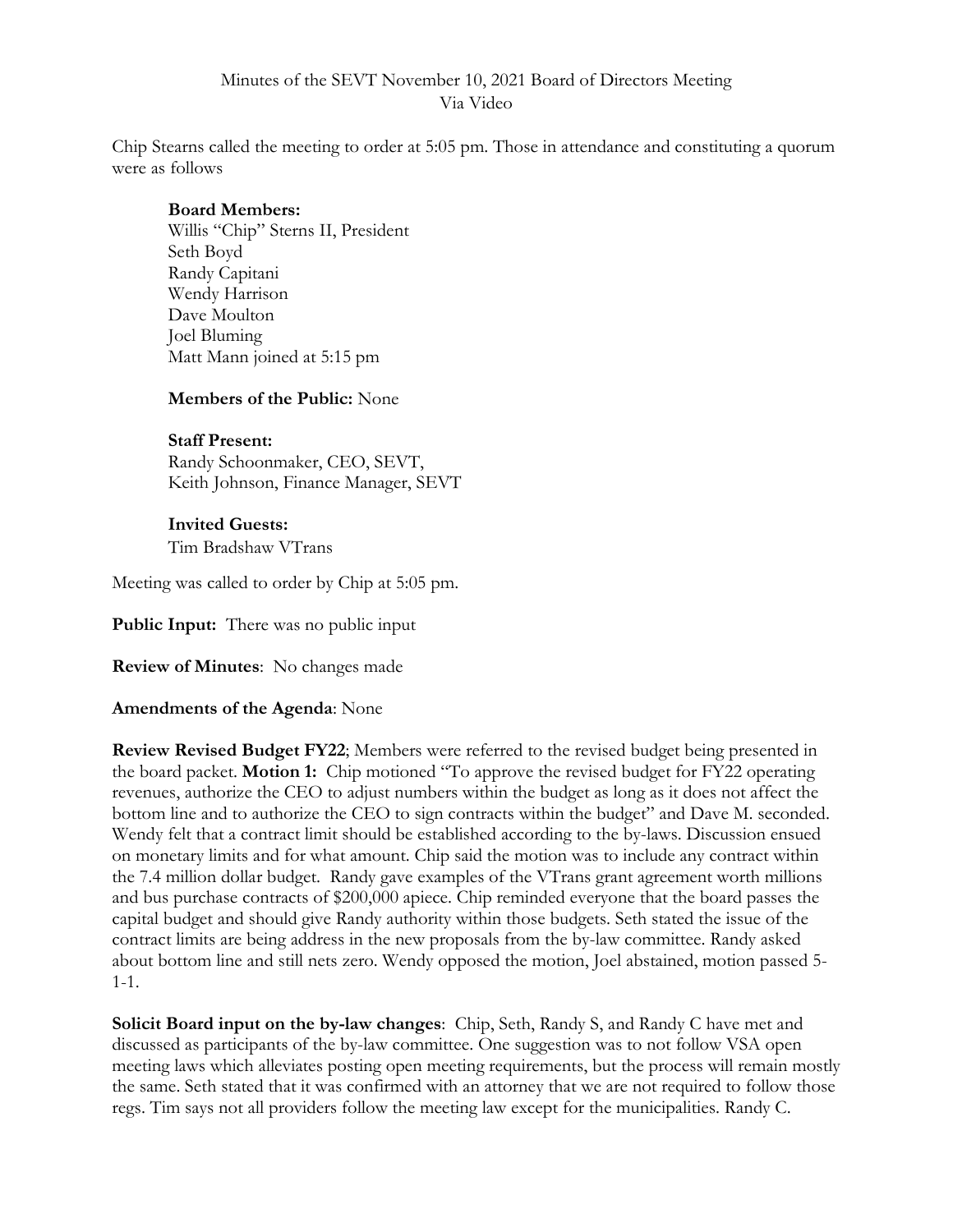Minutes of the SEVT November 10, 2021 Board of Directors Meeting
Via Video

Chip Stearns called the meeting to order at 5:05 pm. Those in attendance and constituting a quorum were as follows

**Board Members:**
Willis "Chip" Sterns II, President
Seth Boyd
Randy Capitani
Wendy Harrison
Dave Moulton
Joel Bluming
Matt Mann joined at 5:15 pm

**Members of the Public:** None

**Staff Present:**
Randy Schoonmaker, CEO, SEVT,
Keith Johnson, Finance Manager, SEVT

**Invited Guests:**
Tim Bradshaw VTrans

Meeting was called to order by Chip at 5:05 pm.

**Public Input:** There was no public input

**Review of Minutes**: No changes made

**Amendments of the Agenda**: None

**Review Revised Budget FY22**; Members were referred to the revised budget being presented in the board packet. **Motion 1:** Chip motioned "To approve the revised budget for FY22 operating revenues, authorize the CEO to adjust numbers within the budget as long as it does not affect the bottom line and to authorize the CEO to sign contracts within the budget" and Dave M. seconded. Wendy felt that a contract limit should be established according to the by-laws. Discussion ensued on monetary limits and for what amount. Chip said the motion was to include any contract within the 7.4 million dollar budget. Randy gave examples of the VTrans grant agreement worth millions and bus purchase contracts of $200,000 apiece. Chip reminded everyone that the board passes the capital budget and should give Randy authority within those budgets. Seth stated the issue of the contract limits are being address in the new proposals from the by-law committee. Randy asked about bottom line and still nets zero. Wendy opposed the motion, Joel abstained, motion passed 5-1-1.

**Solicit Board input on the by-law changes**: Chip, Seth, Randy S, and Randy C have met and discussed as participants of the by-law committee. One suggestion was to not follow VSA open meeting laws which alleviates posting open meeting requirements, but the process will remain mostly the same. Seth stated that it was confirmed with an attorney that we are not required to follow those regs. Tim says not all providers follow the meeting law except for the municipalities. Randy C.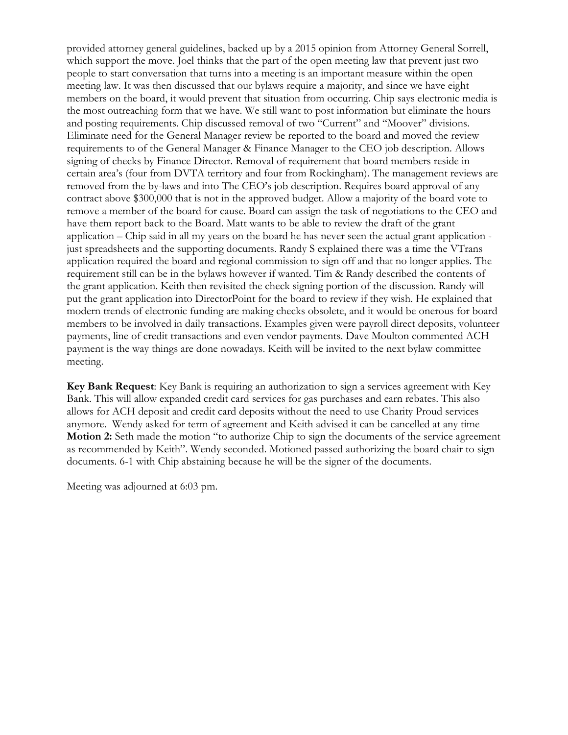provided attorney general guidelines, backed up by a 2015 opinion from Attorney General Sorrell, which support the move. Joel thinks that the part of the open meeting law that prevent just two people to start conversation that turns into a meeting is an important measure within the open meeting law. It was then discussed that our bylaws require a majority, and since we have eight members on the board, it would prevent that situation from occurring. Chip says electronic media is the most outreaching form that we have. We still want to post information but eliminate the hours and posting requirements. Chip discussed removal of two "Current" and "Moover" divisions. Eliminate need for the General Manager review be reported to the board and moved the review requirements to of the General Manager & Finance Manager to the CEO job description. Allows signing of checks by Finance Director. Removal of requirement that board members reside in certain area's (four from DVTA territory and four from Rockingham). The management reviews are removed from the by-laws and into The CEO's job description. Requires board approval of any contract above $300,000 that is not in the approved budget. Allow a majority of the board vote to remove a member of the board for cause. Board can assign the task of negotiations to the CEO and have them report back to the Board. Matt wants to be able to review the draft of the grant application – Chip said in all my years on the board he has never seen the actual grant application - just spreadsheets and the supporting documents. Randy S explained there was a time the VTrans application required the board and regional commission to sign off and that no longer applies. The requirement still can be in the bylaws however if wanted. Tim & Randy described the contents of the grant application. Keith then revisited the check signing portion of the discussion. Randy will put the grant application into DirectorPoint for the board to review if they wish. He explained that modern trends of electronic funding are making checks obsolete, and it would be onerous for board members to be involved in daily transactions. Examples given were payroll direct deposits, volunteer payments, line of credit transactions and even vendor payments. Dave Moulton commented ACH payment is the way things are done nowadays. Keith will be invited to the next bylaw committee meeting.

**Key Bank Request**: Key Bank is requiring an authorization to sign a services agreement with Key Bank. This will allow expanded credit card services for gas purchases and earn rebates. This also allows for ACH deposit and credit card deposits without the need to use Charity Proud services anymore. Wendy asked for term of agreement and Keith advised it can be cancelled at any time
**Motion 2:** Seth made the motion "to authorize Chip to sign the documents of the service agreement as recommended by Keith". Wendy seconded. Motioned passed authorizing the board chair to sign documents. 6-1 with Chip abstaining because he will be the signer of the documents.

Meeting was adjourned at 6:03 pm.